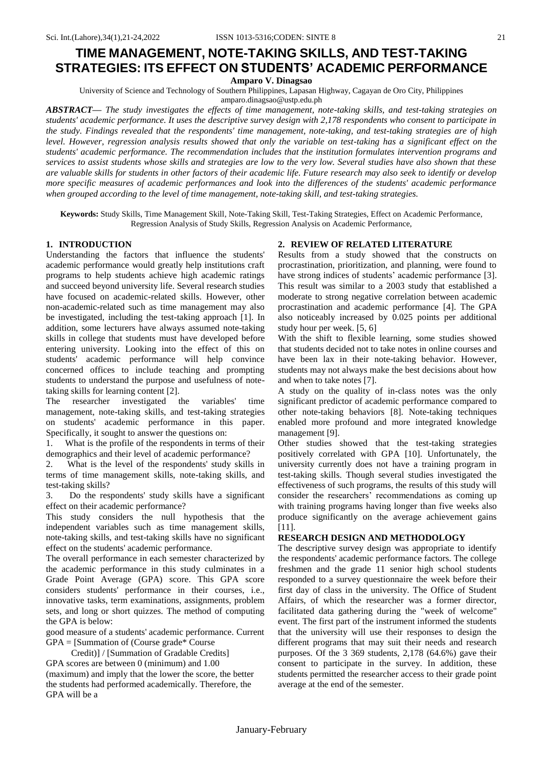# TIME MANAGEMENT, NOTE-TAKING SKILLS, AND TEST-TAKING STRATEGIES: ITS EFFECT ON STUDENTS' ACADEMIC PERFORMANCE

**Amparo V. Dinagsao**

University of Science and Technology of Southern Philippines, Lapasan Highway, Cagayan de Oro City, Philippines
amparo.dinagsao@ustp.edu.ph

***ABSTRACT—*** *The study investigates the effects of time management, note-taking skills, and test-taking strategies on students' academic performance. It uses the descriptive survey design with 2,178 respondents who consent to participate in the study. Findings revealed that the respondents' time management, note-taking, and test-taking strategies are of high level. However, regression analysis results showed that only the variable on test-taking has a significant effect on the students' academic performance. The recommendation includes that the institution formulates intervention programs and services to assist students whose skills and strategies are low to the very low. Several studies have also shown that these are valuable skills for students in other factors of their academic life. Future research may also seek to identify or develop more specific measures of academic performances and look into the differences of the students' academic performance when grouped according to the level of time management, note-taking skill, and test-taking strategies.*

**Keywords:** Study Skills, Time Management Skill, Note-Taking Skill, Test-Taking Strategies, Effect on Academic Performance, Regression Analysis of Study Skills, Regression Analysis on Academic Performance,

## 1. INTRODUCTION

Understanding the factors that influence the students' academic performance would greatly help institutions craft programs to help students achieve high academic ratings and succeed beyond university life. Several research studies have focused on academic-related skills. However, other non-academic-related such as time management may also be investigated, including the test-taking approach [1]. In addition, some lecturers have always assumed note-taking skills in college that students must have developed before entering university. Looking into the effect of this on students' academic performance will help convince concerned offices to include teaching and prompting students to understand the purpose and usefulness of note-taking skills for learning content [2].

The researcher investigated the variables' time management, note-taking skills, and test-taking strategies on students' academic performance in this paper. Specifically, it sought to answer the questions on:

1. What is the profile of the respondents in terms of their demographics and their level of academic performance?
2. What is the level of the respondents' study skills in terms of time management skills, note-taking skills, and test-taking skills?
3. Do the respondents' study skills have a significant effect on their academic performance?

This study considers the null hypothesis that the independent variables such as time management skills, note-taking skills, and test-taking skills have no significant effect on the students' academic performance.

The overall performance in each semester characterized by the academic performance in this study culminates in a Grade Point Average (GPA) score. This GPA score considers students' performance in their courses, i.e., innovative tasks, term examinations, assignments, problem sets, and long or short quizzes. The method of computing the GPA is below:

good measure of a students' academic performance. Current GPA = [Summation of (Course grade* Course Credit)] / [Summation of Gradable Credits]

GPA scores are between 0 (minimum) and 1.00 (maximum) and imply that the lower the score, the better the students had performed academically. Therefore, the GPA will be a

## 2. REVIEW OF RELATED LITERATURE

Results from a study showed that the constructs on procrastination, prioritization, and planning, were found to have strong indices of students' academic performance [3]. This result was similar to a 2003 study that established a moderate to strong negative correlation between academic procrastination and academic performance [4]. The GPA also noticeably increased by 0.025 points per additional study hour per week. [5, 6]

With the shift to flexible learning, some studies showed that students decided not to take notes in online courses and have been lax in their note-taking behavior. However, students may not always make the best decisions about how and when to take notes [7].

A study on the quality of in-class notes was the only significant predictor of academic performance compared to other note-taking behaviors [8]. Note-taking techniques enabled more profound and more integrated knowledge management [9].

Other studies showed that the test-taking strategies positively correlated with GPA [10]. Unfortunately, the university currently does not have a training program in test-taking skills. Though several studies investigated the effectiveness of such programs, the results of this study will consider the researchers' recommendations as coming up with training programs having longer than five weeks also produce significantly on the average achievement gains [11].

## RESEARCH DESIGN AND METHODOLOGY

The descriptive survey design was appropriate to identify the respondents' academic performance factors. The college freshmen and the grade 11 senior high school students responded to a survey questionnaire the week before their first day of class in the university. The Office of Student Affairs, of which the researcher was a former director, facilitated data gathering during the "week of welcome" event. The first part of the instrument informed the students that the university will use their responses to design the different programs that may suit their needs and research purposes. Of the 3 369 students, 2,178 (64.6%) gave their consent to participate in the survey. In addition, these students permitted the researcher access to their grade point average at the end of the semester.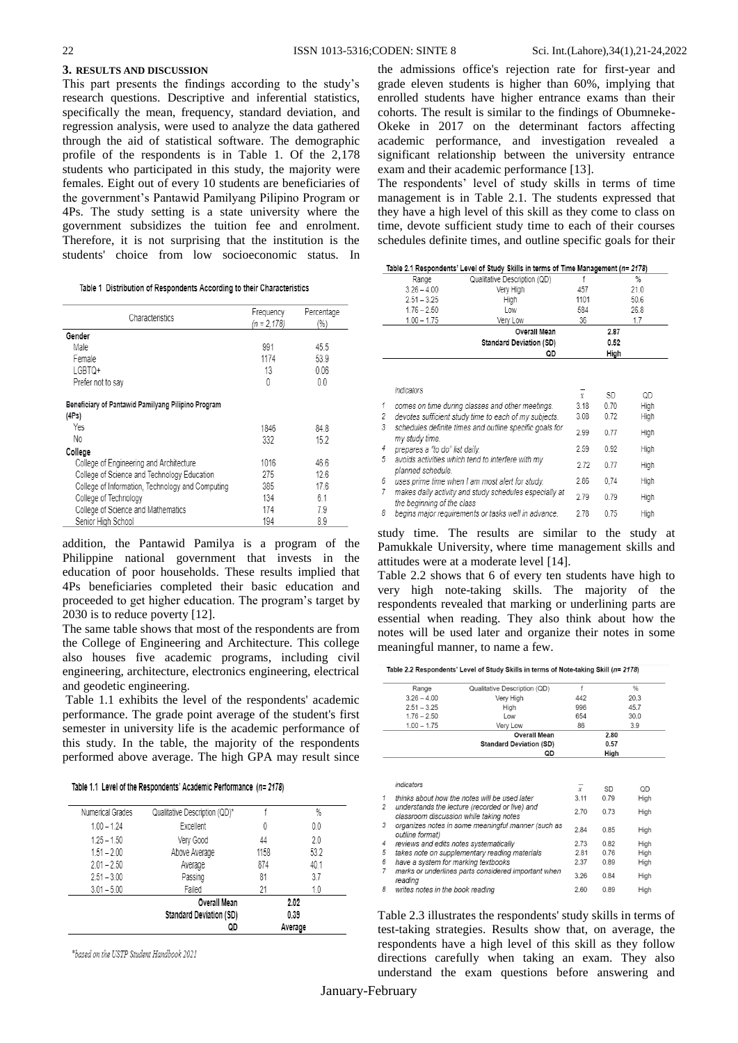## 3. RESULTS AND DISCUSSION

This part presents the findings according to the study's research questions. Descriptive and inferential statistics, specifically the mean, frequency, standard deviation, and regression analysis, were used to analyze the data gathered through the aid of statistical software. The demographic profile of the respondents is in Table 1. Of the 2,178 students who participated in this study, the majority were females. Eight out of every 10 students are beneficiaries of the government's Pantawid Pamilyang Pilipino Program or 4Ps. The study setting is a state university where the government subsidizes the tuition fee and enrolment. Therefore, it is not surprising that the institution is the students' choice from low socioeconomic status. In addition, the Pantawid Pamilya is a program of the Philippine national government that invests in the education of poor households. These results implied that 4Ps beneficiaries completed their basic education and proceeded to get higher education. The program's target by 2030 is to reduce poverty [12].

Table 1 Distribution of Respondents According to their Characteristics

| Characteristics | Frequency (n = 2,178) | Percentage (%) |
|---|---|---|
| **Gender** | | |
| Male | 991 | 45.5 |
| Female | 1174 | 53.9 |
| LGBTQ+ | 13 | 0.06 |
| Prefer not to say | 0 | 0.0 |
| **Beneficiary of Pantawid Pamilyang Pilipino Program (4Ps)** | | |
| Yes | 1846 | 84.8 |
| No | 332 | 15.2 |
| **College** | | |
| College of Engineering and Architecture | 1016 | 46.6 |
| College of Science and Technology Education | 275 | 12.6 |
| College of Information, Technology and Computing | 385 | 17.6 |
| College of Technology | 134 | 6.1 |
| College of Science and Mathematics | 174 | 7.9 |
| Senior High School | 194 | 8.9 |

The same table shows that most of the respondents are from the College of Engineering and Architecture. This college also houses five academic programs, including civil engineering, architecture, electronics engineering, electrical and geodetic engineering.

Table 1.1 exhibits the level of the respondents' academic performance. The grade point average of the student's first semester in university life is the academic performance of this study. In the table, the majority of the respondents performed above average. The high GPA may result since the admissions office's rejection rate for first-year and grade eleven students is higher than 60%, implying that enrolled students have higher entrance exams than their cohorts. The result is similar to the findings of Obumneke-Okeke in 2017 on the determinant factors affecting academic performance, and investigation revealed a significant relationship between the university entrance exam and their academic performance [13].

Table 1.1 Level of the Respondents' Academic Performance (n= 2178)

| Numerical Grades | Qualitative Description (QD)* | f | % |
|---|---|---|---|
| 1.00 – 1.24 | Excellent | 0 | 0.0 |
| 1.25 – 1.50 | Very Good | 44 | 2.0 |
| 1.51 – 2.00 | Above Average | 1158 | 53.2 |
| 2.01 – 2.50 | Average | 874 | 40.1 |
| 2.51 – 3.00 | Passing | 81 | 3.7 |
| 3.01 – 5.00 | Failed | 21 | 1.0 |
| | **Overall Mean** | **2.02** | |
| | **Standard Deviation (SD)** | **0.39** | |
| | **QD** | **Average** | |

*based on the USTP Student Handbook 2021*

The respondents' level of study skills in terms of time management is in Table 2.1. The students expressed that they have a high level of this skill as they come to class on time, devote sufficient study time to each of their courses schedules definite times, and outline specific goals for their study time. The results are similar to the study at Pamukkale University, where time management skills and attitudes were at a moderate level [14].

Table 2.1 Respondents' Level of Study Skills in terms of Time Management (n= 2178)

| Range | Qualitative Description (QD) | f | % |
|---|---|---|---|
| 3.26 – 4.00 | Very High | 457 | 21.0 |
| 2.51 – 3.25 | High | 1101 | 50.6 |
| 1.76 – 2.50 | Low | 584 | 26.8 |
| 1.00 – 1.75 | Very Low | 36 | 1.7 |
| | **Overall Mean** | **2.87** | |
| | **Standard Deviation (SD)** | **0.52** | |
| | **QD** | **High** | |

| | Indicators | $\bar{x}$ | SD | QD |
|---|---|---|---|---|
| 1 | comes on time during classes and other meetings. | 3.18 | 0.70 | High |
| 2 | devotes sufficient study time to each of my subjects. | 3.08 | 0.72 | High |
| 3 | schedules definite times and outline specific goals for my study time. | 2.99 | 0.77 | High |
| 4 | prepares a "to do" list daily. | 2.59 | 0.92 | High |
| 5 | avoids activities which tend to interfere with my planned schedule. | 2.72 | 0.77 | High |
| 6 | uses prime time when I am most alert for study. | 2.86 | 0.74 | High |
| 7 | makes daily activity and study schedules especially at the beginning of the class | 2.79 | 0.79 | High |
| 8 | begins major requirements or tasks well in advance. | 2.78 | 0.75 | High |

Table 2.2 shows that 6 of every ten students have high to very high note-taking skills. The majority of the respondents revealed that marking or underlining parts are essential when reading. They also think about how the notes will be used later and organize their notes in some meaningful manner, to name a few.

Table 2.2 Respondents' Level of Study Skills in terms of Note-taking Skill (n= 2178)

| Range | Qualitative Description (QD) | f | % |
|---|---|---|---|
| 3.26 – 4.00 | Very High | 442 | 20.3 |
| 2.51 – 3.25 | High | 996 | 45.7 |
| 1.76 – 2.50 | Low | 654 | 30.0 |
| 1.00 – 1.75 | Very Low | 86 | 3.9 |
| | **Overall Mean** | **2.80** | |
| | **Standard Deviation (SD)** | **0.57** | |
| | **QD** | **High** | |

| | Indicators | $\bar{x}$ | SD | QD |
|---|---|---|---|---|
| 1 | thinks about how the notes will be used later | 3.11 | 0.79 | High |
| 2 | understands the lecture (recorded or live) and classroom discussion while taking notes | 2.70 | 0.73 | High |
| 3 | organizes notes in some meaningful manner (such as outline format) | 2.84 | 0.85 | High |
| 4 | reviews and edits notes systematically | 2.73 | 0.82 | High |
| 5 | takes note on supplementary reading materials | 2.81 | 0.76 | High |
| 6 | have a system for marking textbooks | 2.37 | 0.89 | High |
| 7 | marks or underlines parts considered important when reading | 3.26 | 0.84 | High |
| 8 | writes notes in the book reading | 2.60 | 0.89 | High |

Table 2.3 illustrates the respondents' study skills in terms of test-taking strategies. Results show that, on average, the respondents have a high level of this skill as they follow directions carefully when taking an exam. They also understand the exam questions before answering and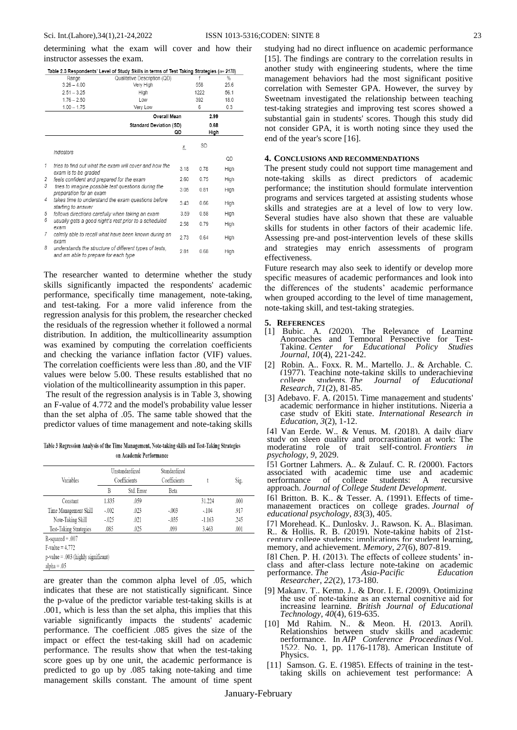determining what the exam will cover and how their instructor assesses the exam.

Table 2.3 Respondents' Level of Study Skills in terms of Test Taking Strategies ($n$= 2178)

| Range | Qualitative Description (QD) | f | % |
|---|---|---|---|
| 3.26 – 4.00 | Very High | 558 | 25.6 |
| 2.51 – 3.25 | High | 1222 | 56.1 |
| 1.76 – 2.50 | Low | 392 | 18.0 |
| 1.00 – 1.75 | Very Low | 6 | 0.3 |
| | Overall Mean | 2.99 | |
| | Standard Deviation (SD) | 0.68 | |
| | QD | High | |

| | Indicators | $\bar{x}$ | SD | QD |
|---|---|---|---|---|
| 1 | tries to find out what the exam will cover and how the exam is to be graded | 3.18 | 0.78 | High |
| 2 | feels confident and prepared for the exam | 2.60 | 0.75 | High |
| 3 | tries to imagine possible test questions during the preparation for an exam | 3.05 | 0.81 | High |
| 4 | takes time to understand the exam questions before starting to answer | 3.43 | 0.66 | High |
| 5 | follows directions carefully when taking an exam | 3.59 | 0.58 | High |
| 6 | usually gets a good night's rest prior to a scheduled exam | 2.58 | 0.79 | High |
| 7 | calmly able to recall what have been known during an exam | 2.73 | 0.64 | High |
| 8 | understands the structure of different types of tests, and am able to prepare for each type | 2.81 | 0.68 | High |

The researcher wanted to determine whether the study skills significantly impacted the respondents' academic performance, specifically time management, note-taking, and test-taking. For a more valid inference from the regression analysis for this problem, the researcher checked the residuals of the regression whether it followed a normal distribution. In addition, the multicollinearity assumption was examined by computing the correlation coefficients and checking the variance inflation factor (VIF) values. The correlation coefficients were less than .80, and the VIF values were below 5.00. These results established that no violation of the multicollinearity assumption in this paper.

The result of the regression analysis is in Table 3, showing an F-value of 4.772 and the model's probability value lesser than the set alpha of .05. The same table showed that the predictor values of time management and note-taking skills

Table 3 Regression Analysis of the Time Management, Note-taking skills and Test-Taking Strategies on Academic Performance

| Variables | Unstandardized Coefficients | | Standardized Coefficients | t | Sig. |
|---|---|---|---|---|---|
| | B | Std. Error | Beta | | |
| Constant | 1.835 | .059 | | 31.224 | .000 |
| Time Management Skill | -.002 | .023 | -.003 | -.104 | .917 |
| Note-Taking Skill | -.025 | .021 | -.035 | -1.163 | .245 |
| Test-Taking Strategies | .085 | .025 | .099 | 3.463 | .001 |

R-squared = .007
F-value = 4.772
p-value = .003 (highly significant)
alpha = .05

are greater than the common alpha level of .05, which indicates that these are not statistically significant. Since the p-value of the predictor variable test-taking skills is at .001, which is less than the set alpha, this implies that this variable significantly impacts the students' academic performance. The coefficient .085 gives the size of the impact or effect the test-taking skill had on academic performance. The results show that when the test-taking score goes up by one unit, the academic performance is predicted to go up by .085 taking note-taking and time management skills constant. The amount of time spent studying had no direct influence on academic performance [15]. The findings are contrary to the correlation results in another study with engineering students, where the time management behaviors had the most significant positive correlation with Semester GPA. However, the survey by Sweetnam investigated the relationship between teaching test-taking strategies and improving test scores showed a substantial gain in students' scores. Though this study did not consider GPA, it is worth noting since they used the end of the year's score [16].

## 4. CONCLUSIONS AND RECOMMENDATIONS

The present study could not support time management and note-taking skills as direct predictors of academic performance; the institution should formulate intervention programs and services targeted at assisting students whose skills and strategies are at a level of low to very low. Several studies have also shown that these are valuable skills for students in other factors of their academic life. Assessing pre-and post-intervention levels of these skills and strategies may enrich assessments of program effectiveness.

Future research may also seek to identify or develop more specific measures of academic performances and look into the differences of the students' academic performance when grouped according to the level of time management, note-taking skill, and test-taking strategies.

## 5. REFERENCES

[1] Bubic, A. (2020). The Relevance of Learning Approaches and Temporal Perspective for Test-Taking. *Center for Educational Policy Studies Journal*, *10*(4), 221-242.

[2] Robin, A., Foxx, R. M., Martello, J., & Archable, C. (1977). Teaching note-taking skills to underachieving college students. *The Journal of Educational Research*, *71*(2), 81-85.

[3] Adebayo, F. A. (2015). Time management and students' academic performance in higher institutions, Nigeria a case study of Ekiti state. *International Research in Education*, *3*(2), 1-12.

[4] Van Eerde, W., & Venus, M. (2018). A daily diary study on sleep quality and procrastination at work: The moderating role of trait self-control. *Frontiers in psychology*, *9*, 2029.

[5] Gortner Lahmers, A., & Zulauf, C. R. (2000). Factors associated with academic time use and academic performance of college students: A recursive approach. *Journal of College Student Development*.

[6] Britton, B. K., & Tesser, A. (1991). Effects of time-management practices on college grades. *Journal of educational psychology*, *83*(3), 405.

[7] Morehead, K., Dunlosky, J., Rawson, K. A., Blasiman, R., & Hollis, R. B. (2019). Note-taking habits of 21st-century college students: implications for student learning, memory, and achievement. *Memory*, *27*(6), 807-819.

[8] Chen, P. H. (2013). The effects of college students' in-class and after-class lecture note-taking on academic performance. *The Asia-Pacific Education Researcher*, *22*(2), 173-180.

[9] Makany, T., Kemp, J., & Dror, I. E. (2009). Optimizing the use of note-taking as an external cognitive aid for increasing learning. *British Journal of Educational Technology*, *40*(4), 619-635.

[10] Md Rahim, N., & Meon, H. (2013, April). Relationships between study skills and academic performance. In *AIP Conference Proceedings* (Vol. 1522, No. 1, pp. 1176-1178). American Institute of Physics.

[11] Samson, G. E. (1985). Effects of training in the test-taking skills on achievement test performance: A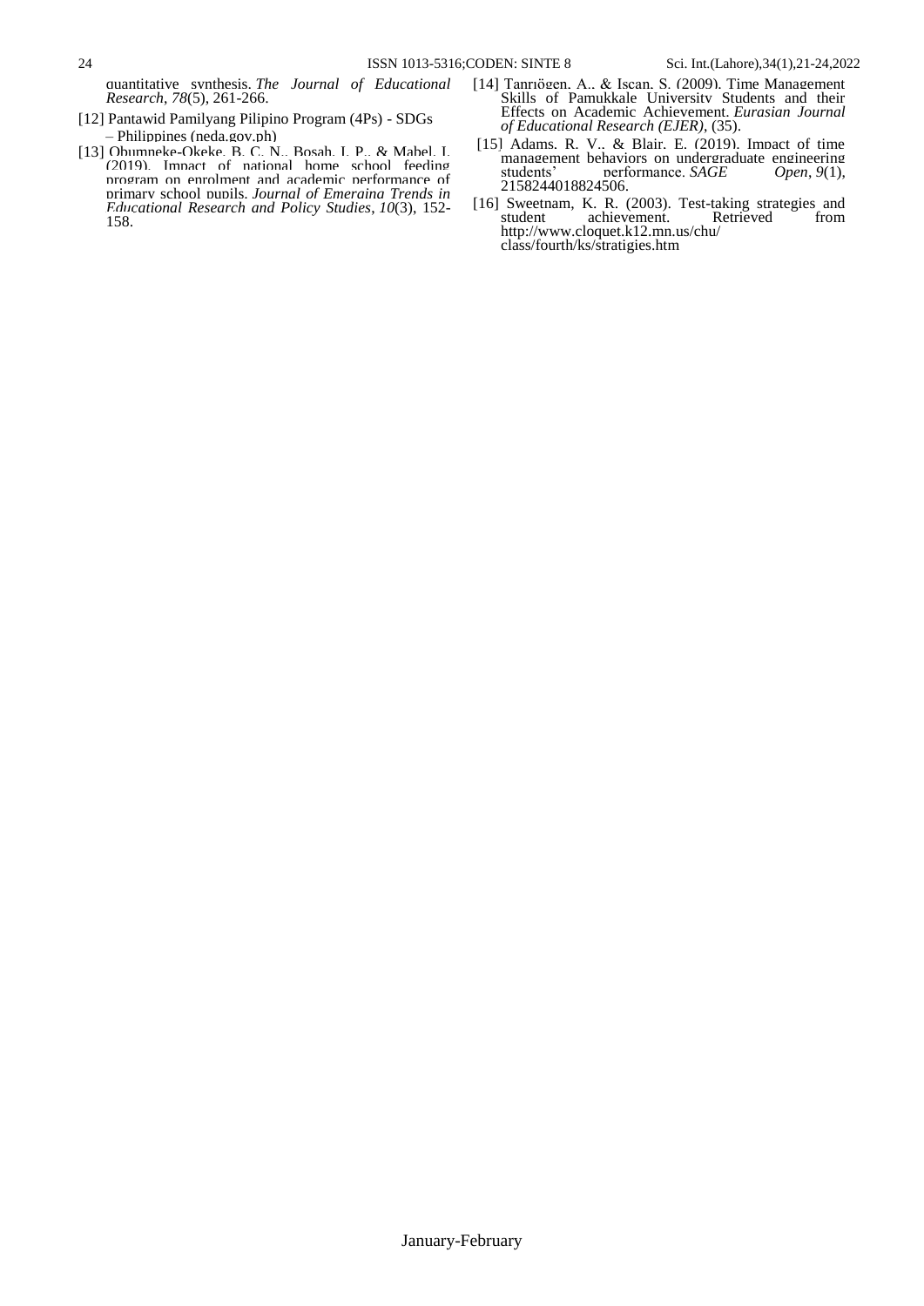quantitative synthesis. *The Journal of Educational Research*, *78*(5), 261-266.

[12] Pantawid Pamilyang Pilipino Program (4Ps) - SDGs – Philippines (neda.gov.ph)

[13] Obumneke-Okeke, B. C. N., Bosah, I. P., & Mabel, I. (2019). Impact of national home school feeding program on enrolment and academic performance of primary school pupils. *Journal of Emerging Trends in Educational Research and Policy Studies*, *10*(3), 152-158.

[14] Tanrıögen, A., & Iscan, S. (2009). Time Management Skills of Pamukkale University Students and their Effects on Academic Achievement. *Eurasian Journal of Educational Research (EJER)*, (35).

[15] Adams, R. V., & Blair, E. (2019). Impact of time management behaviors on undergraduate engineering students' performance. *SAGE Open*, *9*(1), 2158244018824506.

[16] Sweetnam, K. R. (2003). Test-taking strategies and student achievement. Retrieved from http://www.cloquet.k12.mn.us/chu/class/fourth/ks/stratigies.htm